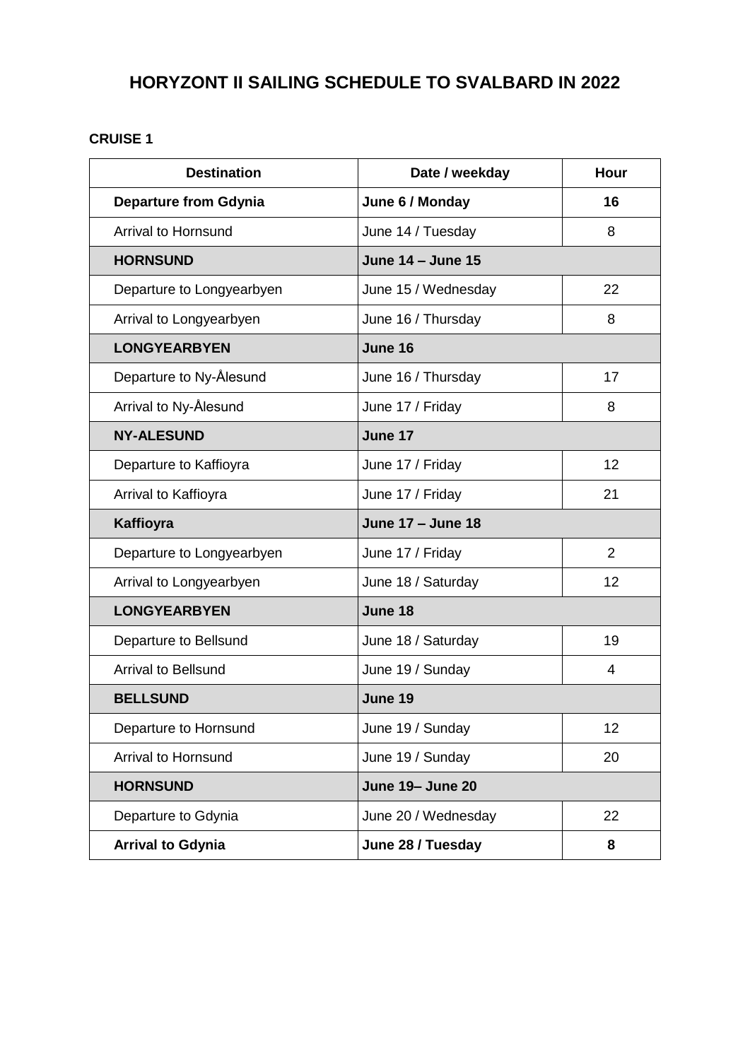# HORYZONT II SAILING SCHEDULE TO SVALBARD IN 2022

**CRUISE 1**

| Destination | Date / weekday | Hour |
|---|---|---|
| **Departure from Gdynia** | **June 6 / Monday** | **16** |
| Arrival to Hornsund | June 14 / Tuesday | 8 |
| **HORNSUND** | **June 14 – June 15** | |
| Departure to Longyearbyen | June 15 / Wednesday | 22 |
| Arrival to Longyearbyen | June 16 / Thursday | 8 |
| **LONGYEARBYEN** | **June 16** | |
| Departure to Ny-Ålesund | June 16 / Thursday | 17 |
| Arrival to Ny-Ålesund | June 17 / Friday | 8 |
| **NY-ALESUND** | **June 17** | |
| Departure to Kaffioyra | June 17 / Friday | 12 |
| Arrival to Kaffioyra | June 17 / Friday | 21 |
| **Kaffioyra** | **June 17 – June 18** | |
| Departure to Longyearbyen | June 17 / Friday | 2 |
| Arrival to Longyearbyen | June 18 / Saturday | 12 |
| **LONGYEARBYEN** | **June 18** | |
| Departure to Bellsund | June 18 / Saturday | 19 |
| Arrival to Bellsund | June 19 / Sunday | 4 |
| **BELLSUND** | **June 19** | |
| Departure to Hornsund | June 19 / Sunday | 12 |
| Arrival to Hornsund | June 19 / Sunday | 20 |
| **HORNSUND** | **June 19– June 20** | |
| Departure to Gdynia | June 20 / Wednesday | 22 |
| **Arrival to Gdynia** | **June 28 / Tuesday** | **8** |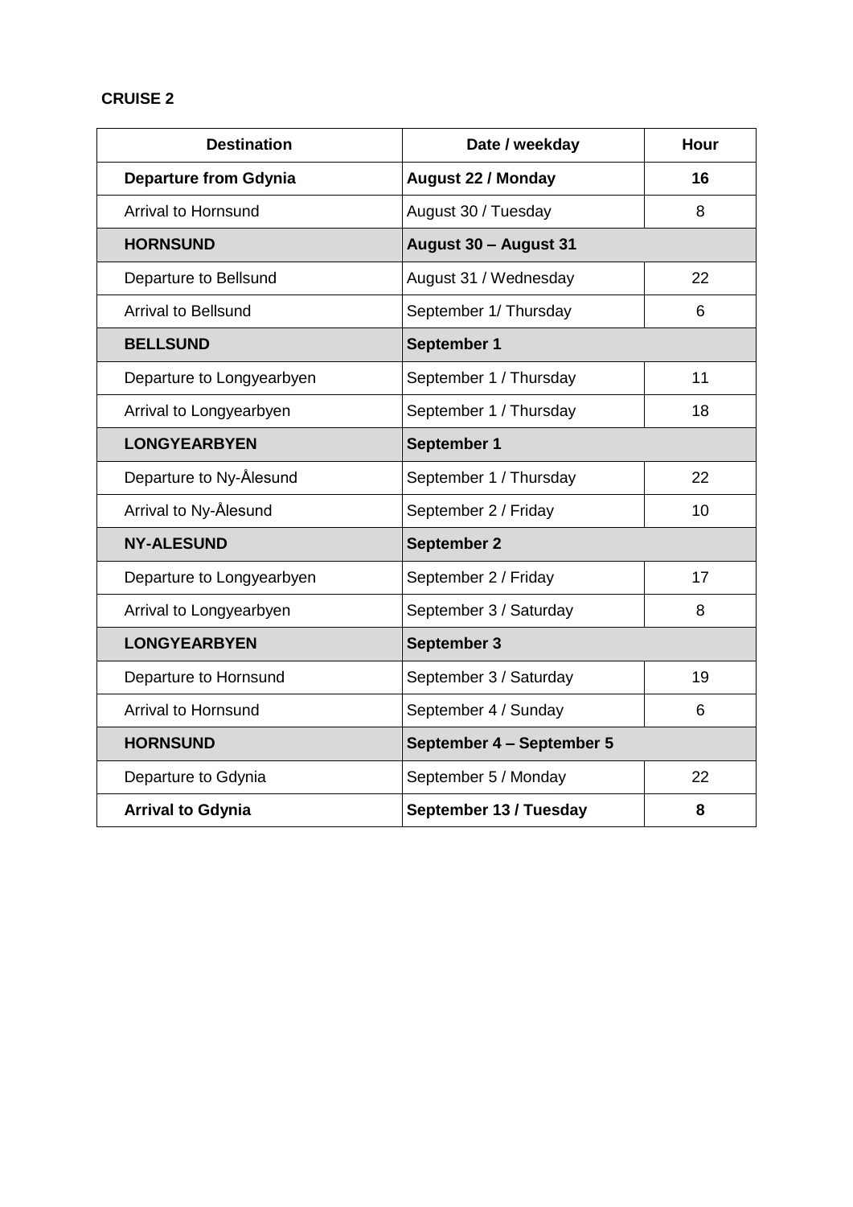**CRUISE 2**

| Destination | Date / weekday | Hour |
|---|---|---|
| **Departure from Gdynia** | **August 22 / Monday** | **16** |
| Arrival to Hornsund | August 30 / Tuesday | 8 |
| **HORNSUND** | **August 30 – August 31** | |
| Departure to Bellsund | August 31 / Wednesday | 22 |
| Arrival to Bellsund | September 1/ Thursday | 6 |
| **BELLSUND** | **September 1** | |
| Departure to Longyearbyen | September 1 / Thursday | 11 |
| Arrival to Longyearbyen | September 1 / Thursday | 18 |
| **LONGYEARBYEN** | **September 1** | |
| Departure to Ny-Ålesund | September 1 / Thursday | 22 |
| Arrival to Ny-Ålesund | September 2 / Friday | 10 |
| **NY-ALESUND** | **September 2** | |
| Departure to Longyearbyen | September 2 / Friday | 17 |
| Arrival to Longyearbyen | September 3 / Saturday | 8 |
| **LONGYEARBYEN** | **September 3** | |
| Departure to Hornsund | September 3 / Saturday | 19 |
| Arrival to Hornsund | September 4 / Sunday | 6 |
| **HORNSUND** | **September 4 – September 5** | |
| Departure to Gdynia | September 5 / Monday | 22 |
| **Arrival to Gdynia** | **September 13 / Tuesday** | **8** |